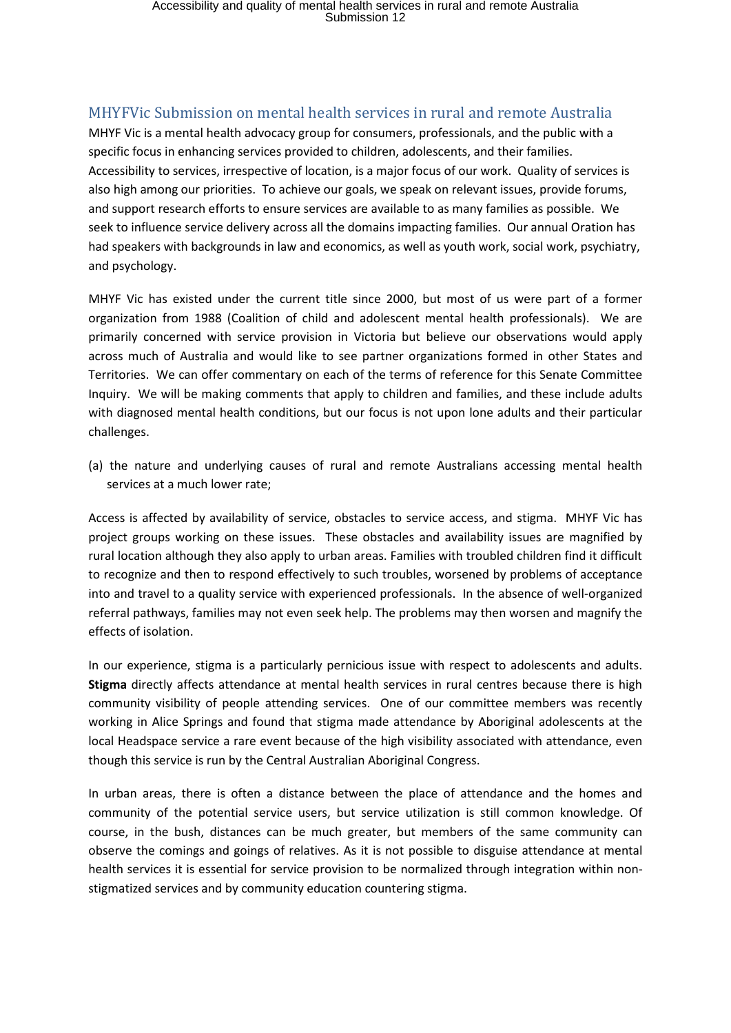## MHYFVic Submission on mental health services in rural and remote Australia

MHYF Vic is a mental health advocacy group for consumers, professionals, and the public with a specific focus in enhancing services provided to children, adolescents, and their families. Accessibility to services, irrespective of location, is a major focus of our work. Quality of services is also high among our priorities. To achieve our goals, we speak on relevant issues, provide forums, and support research efforts to ensure services are available to as many families as possible. We seek to influence service delivery across all the domains impacting families. Our annual Oration has had speakers with backgrounds in law and economics, as well as youth work, social work, psychiatry, and psychology.

MHYF Vic has existed under the current title since 2000, but most of us were part of a former organization from 1988 (Coalition of child and adolescent mental health professionals). We are primarily concerned with service provision in Victoria but believe our observations would apply across much of Australia and would like to see partner organizations formed in other States and Territories. We can offer commentary on each of the terms of reference for this Senate Committee Inquiry. We will be making comments that apply to children and families, and these include adults with diagnosed mental health conditions, but our focus is not upon lone adults and their particular challenges.

(a) the nature and underlying causes of rural and remote Australians accessing mental health services at a much lower rate;

Access is affected by availability of service, obstacles to service access, and stigma. MHYF Vic has project groups working on these issues. These obstacles and availability issues are magnified by rural location although they also apply to urban areas. Families with troubled children find it difficult to recognize and then to respond effectively to such troubles, worsened by problems of acceptance into and travel to a quality service with experienced professionals. In the absence of well-organized referral pathways, families may not even seek help. The problems may then worsen and magnify the effects of isolation.

In our experience, stigma is a particularly pernicious issue with respect to adolescents and adults. **Stigma** directly affects attendance at mental health services in rural centres because there is high community visibility of people attending services. One of our committee members was recently working in Alice Springs and found that stigma made attendance by Aboriginal adolescents at the local Headspace service a rare event because of the high visibility associated with attendance, even though this service is run by the Central Australian Aboriginal Congress.

In urban areas, there is often a distance between the place of attendance and the homes and community of the potential service users, but service utilization is still common knowledge. Of course, in the bush, distances can be much greater, but members of the same community can observe the comings and goings of relatives. As it is not possible to disguise attendance at mental health services it is essential for service provision to be normalized through integration within non-stigmatized services and by community education countering stigma.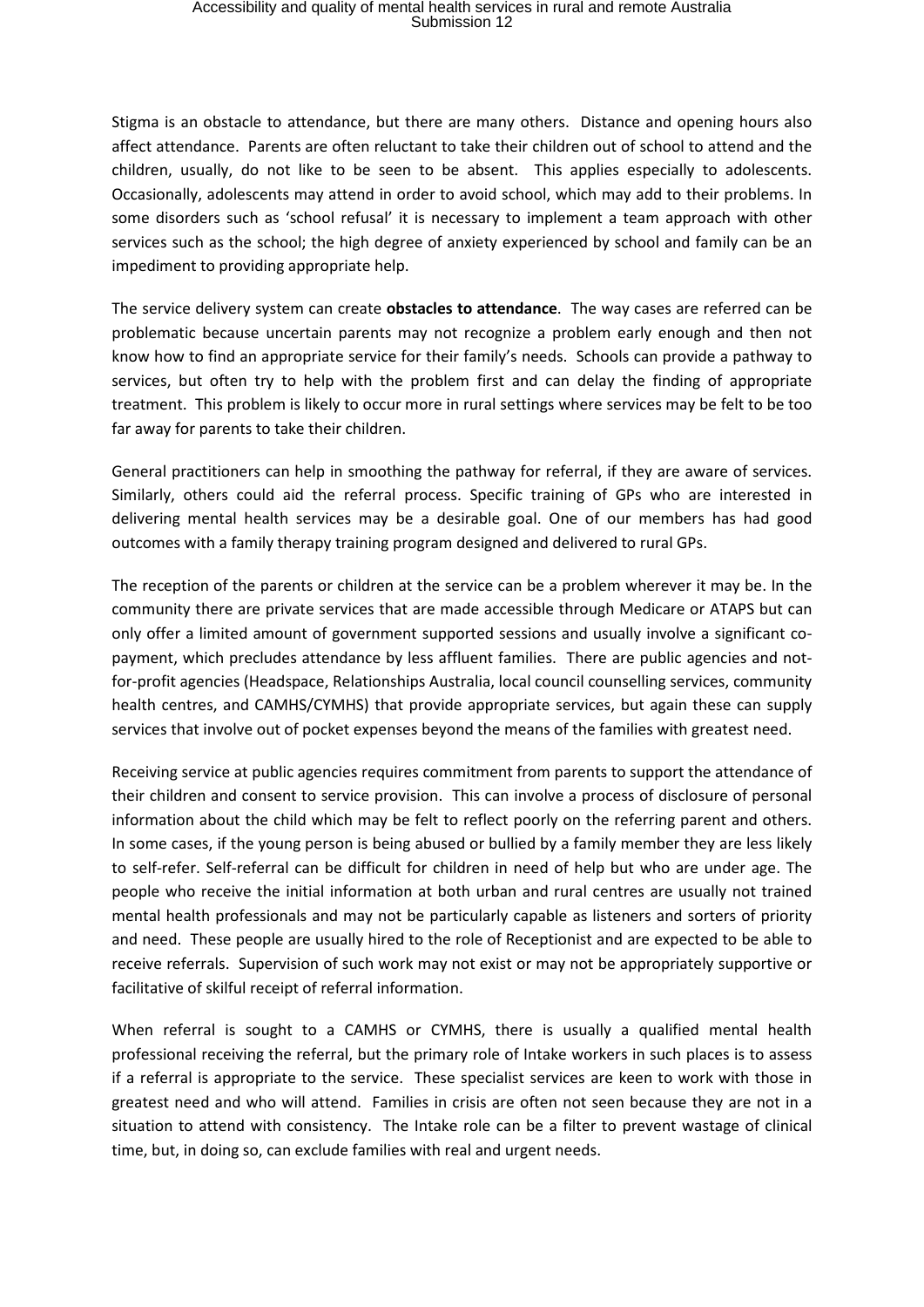Stigma is an obstacle to attendance, but there are many others. Distance and opening hours also affect attendance. Parents are often reluctant to take their children out of school to attend and the children, usually, do not like to be seen to be absent. This applies especially to adolescents. Occasionally, adolescents may attend in order to avoid school, which may add to their problems. In some disorders such as 'school refusal' it is necessary to implement a team approach with other services such as the school; the high degree of anxiety experienced by school and family can be an impediment to providing appropriate help.

The service delivery system can create **obstacles to attendance**. The way cases are referred can be problematic because uncertain parents may not recognize a problem early enough and then not know how to find an appropriate service for their family's needs. Schools can provide a pathway to services, but often try to help with the problem first and can delay the finding of appropriate treatment. This problem is likely to occur more in rural settings where services may be felt to be too far away for parents to take their children.

General practitioners can help in smoothing the pathway for referral, if they are aware of services. Similarly, others could aid the referral process. Specific training of GPs who are interested in delivering mental health services may be a desirable goal. One of our members has had good outcomes with a family therapy training program designed and delivered to rural GPs.

The reception of the parents or children at the service can be a problem wherever it may be. In the community there are private services that are made accessible through Medicare or ATAPS but can only offer a limited amount of government supported sessions and usually involve a significant co-payment, which precludes attendance by less affluent families. There are public agencies and not-for-profit agencies (Headspace, Relationships Australia, local council counselling services, community health centres, and CAMHS/CYMHS) that provide appropriate services, but again these can supply services that involve out of pocket expenses beyond the means of the families with greatest need.

Receiving service at public agencies requires commitment from parents to support the attendance of their children and consent to service provision. This can involve a process of disclosure of personal information about the child which may be felt to reflect poorly on the referring parent and others. In some cases, if the young person is being abused or bullied by a family member they are less likely to self-refer. Self-referral can be difficult for children in need of help but who are under age. The people who receive the initial information at both urban and rural centres are usually not trained mental health professionals and may not be particularly capable as listeners and sorters of priority and need. These people are usually hired to the role of Receptionist and are expected to be able to receive referrals. Supervision of such work may not exist or may not be appropriately supportive or facilitative of skilful receipt of referral information.

When referral is sought to a CAMHS or CYMHS, there is usually a qualified mental health professional receiving the referral, but the primary role of Intake workers in such places is to assess if a referral is appropriate to the service. These specialist services are keen to work with those in greatest need and who will attend. Families in crisis are often not seen because they are not in a situation to attend with consistency. The Intake role can be a filter to prevent wastage of clinical time, but, in doing so, can exclude families with real and urgent needs.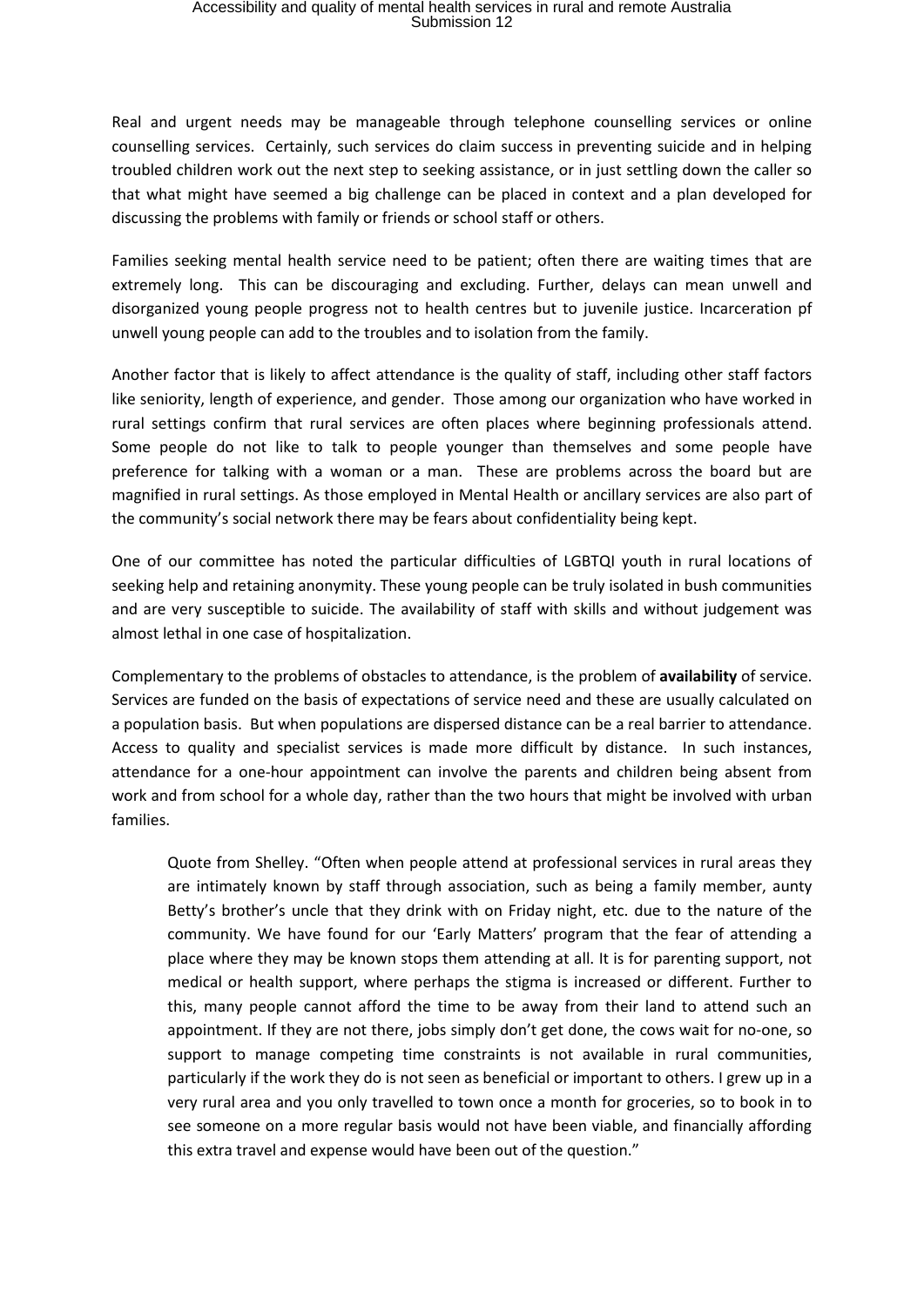Real and urgent needs may be manageable through telephone counselling services or online counselling services. Certainly, such services do claim success in preventing suicide and in helping troubled children work out the next step to seeking assistance, or in just settling down the caller so that what might have seemed a big challenge can be placed in context and a plan developed for discussing the problems with family or friends or school staff or others.

Families seeking mental health service need to be patient; often there are waiting times that are extremely long. This can be discouraging and excluding. Further, delays can mean unwell and disorganized young people progress not to health centres but to juvenile justice. Incarceration pf unwell young people can add to the troubles and to isolation from the family.

Another factor that is likely to affect attendance is the quality of staff, including other staff factors like seniority, length of experience, and gender. Those among our organization who have worked in rural settings confirm that rural services are often places where beginning professionals attend. Some people do not like to talk to people younger than themselves and some people have preference for talking with a woman or a man. These are problems across the board but are magnified in rural settings. As those employed in Mental Health or ancillary services are also part of the community's social network there may be fears about confidentiality being kept.

One of our committee has noted the particular difficulties of LGBTQI youth in rural locations of seeking help and retaining anonymity. These young people can be truly isolated in bush communities and are very susceptible to suicide. The availability of staff with skills and without judgement was almost lethal in one case of hospitalization.

Complementary to the problems of obstacles to attendance, is the problem of **availability** of service. Services are funded on the basis of expectations of service need and these are usually calculated on a population basis. But when populations are dispersed distance can be a real barrier to attendance. Access to quality and specialist services is made more difficult by distance. In such instances, attendance for a one-hour appointment can involve the parents and children being absent from work and from school for a whole day, rather than the two hours that might be involved with urban families.

> Quote from Shelley. "Often when people attend at professional services in rural areas they are intimately known by staff through association, such as being a family member, aunty Betty's brother's uncle that they drink with on Friday night, etc. due to the nature of the community. We have found for our 'Early Matters' program that the fear of attending a place where they may be known stops them attending at all. It is for parenting support, not medical or health support, where perhaps the stigma is increased or different. Further to this, many people cannot afford the time to be away from their land to attend such an appointment. If they are not there, jobs simply don't get done, the cows wait for no-one, so support to manage competing time constraints is not available in rural communities, particularly if the work they do is not seen as beneficial or important to others. I grew up in a very rural area and you only travelled to town once a month for groceries, so to book in to see someone on a more regular basis would not have been viable, and financially affording this extra travel and expense would have been out of the question."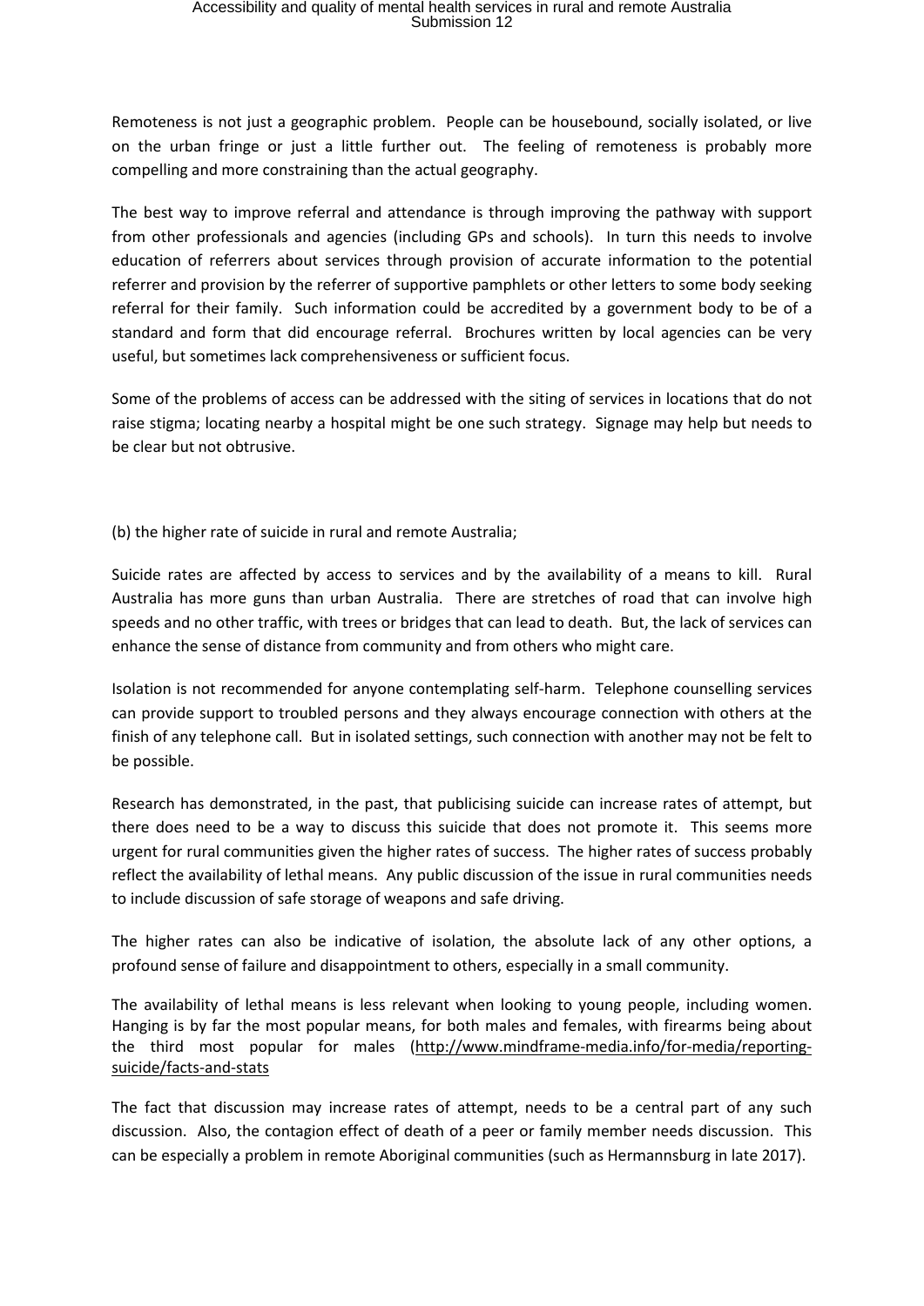Remoteness is not just a geographic problem. People can be housebound, socially isolated, or live on the urban fringe or just a little further out. The feeling of remoteness is probably more compelling and more constraining than the actual geography.

The best way to improve referral and attendance is through improving the pathway with support from other professionals and agencies (including GPs and schools). In turn this needs to involve education of referrers about services through provision of accurate information to the potential referrer and provision by the referrer of supportive pamphlets or other letters to some body seeking referral for their family. Such information could be accredited by a government body to be of a standard and form that did encourage referral. Brochures written by local agencies can be very useful, but sometimes lack comprehensiveness or sufficient focus.

Some of the problems of access can be addressed with the siting of services in locations that do not raise stigma; locating nearby a hospital might be one such strategy. Signage may help but needs to be clear but not obtrusive.

(b) the higher rate of suicide in rural and remote Australia;

Suicide rates are affected by access to services and by the availability of a means to kill. Rural Australia has more guns than urban Australia. There are stretches of road that can involve high speeds and no other traffic, with trees or bridges that can lead to death. But, the lack of services can enhance the sense of distance from community and from others who might care.

Isolation is not recommended for anyone contemplating self-harm. Telephone counselling services can provide support to troubled persons and they always encourage connection with others at the finish of any telephone call. But in isolated settings, such connection with another may not be felt to be possible.

Research has demonstrated, in the past, that publicising suicide can increase rates of attempt, but there does need to be a way to discuss this suicide that does not promote it. This seems more urgent for rural communities given the higher rates of success. The higher rates of success probably reflect the availability of lethal means. Any public discussion of the issue in rural communities needs to include discussion of safe storage of weapons and safe driving.

The higher rates can also be indicative of isolation, the absolute lack of any other options, a profound sense of failure and disappointment to others, especially in a small community.

The availability of lethal means is less relevant when looking to young people, including women. Hanging is by far the most popular means, for both males and females, with firearms being about the third most popular for males (http://www.mindframe-media.info/for-media/reporting-suicide/facts-and-stats

The fact that discussion may increase rates of attempt, needs to be a central part of any such discussion. Also, the contagion effect of death of a peer or family member needs discussion. This can be especially a problem in remote Aboriginal communities (such as Hermannsburg in late 2017).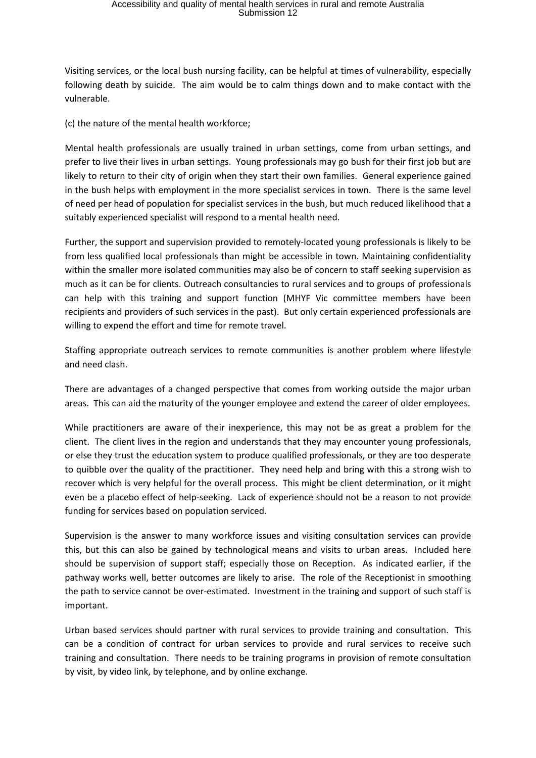Visiting services, or the local bush nursing facility, can be helpful at times of vulnerability, especially following death by suicide. The aim would be to calm things down and to make contact with the vulnerable.

(c) the nature of the mental health workforce;

Mental health professionals are usually trained in urban settings, come from urban settings, and prefer to live their lives in urban settings. Young professionals may go bush for their first job but are likely to return to their city of origin when they start their own families. General experience gained in the bush helps with employment in the more specialist services in town. There is the same level of need per head of population for specialist services in the bush, but much reduced likelihood that a suitably experienced specialist will respond to a mental health need.

Further, the support and supervision provided to remotely-located young professionals is likely to be from less qualified local professionals than might be accessible in town. Maintaining confidentiality within the smaller more isolated communities may also be of concern to staff seeking supervision as much as it can be for clients. Outreach consultancies to rural services and to groups of professionals can help with this training and support function (MHYF Vic committee members have been recipients and providers of such services in the past). But only certain experienced professionals are willing to expend the effort and time for remote travel.

Staffing appropriate outreach services to remote communities is another problem where lifestyle and need clash.

There are advantages of a changed perspective that comes from working outside the major urban areas. This can aid the maturity of the younger employee and extend the career of older employees.

While practitioners are aware of their inexperience, this may not be as great a problem for the client. The client lives in the region and understands that they may encounter young professionals, or else they trust the education system to produce qualified professionals, or they are too desperate to quibble over the quality of the practitioner. They need help and bring with this a strong wish to recover which is very helpful for the overall process. This might be client determination, or it might even be a placebo effect of help-seeking. Lack of experience should not be a reason to not provide funding for services based on population serviced.

Supervision is the answer to many workforce issues and visiting consultation services can provide this, but this can also be gained by technological means and visits to urban areas. Included here should be supervision of support staff; especially those on Reception. As indicated earlier, if the pathway works well, better outcomes are likely to arise. The role of the Receptionist in smoothing the path to service cannot be over-estimated. Investment in the training and support of such staff is important.

Urban based services should partner with rural services to provide training and consultation. This can be a condition of contract for urban services to provide and rural services to receive such training and consultation. There needs to be training programs in provision of remote consultation by visit, by video link, by telephone, and by online exchange.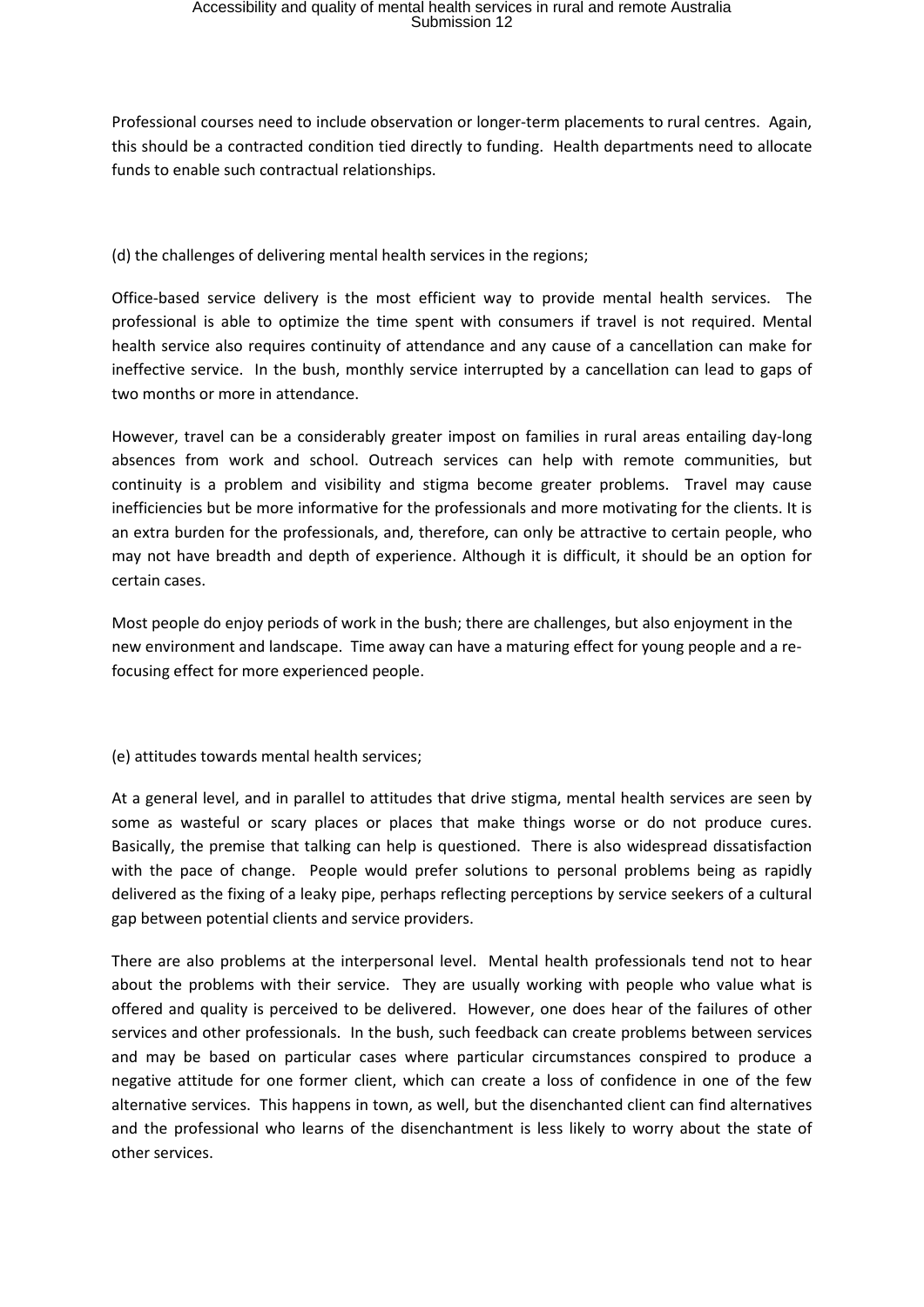Professional courses need to include observation or longer-term placements to rural centres. Again, this should be a contracted condition tied directly to funding. Health departments need to allocate funds to enable such contractual relationships.

(d) the challenges of delivering mental health services in the regions;

Office-based service delivery is the most efficient way to provide mental health services. The professional is able to optimize the time spent with consumers if travel is not required. Mental health service also requires continuity of attendance and any cause of a cancellation can make for ineffective service. In the bush, monthly service interrupted by a cancellation can lead to gaps of two months or more in attendance.

However, travel can be a considerably greater impost on families in rural areas entailing day-long absences from work and school. Outreach services can help with remote communities, but continuity is a problem and visibility and stigma become greater problems. Travel may cause inefficiencies but be more informative for the professionals and more motivating for the clients. It is an extra burden for the professionals, and, therefore, can only be attractive to certain people, who may not have breadth and depth of experience. Although it is difficult, it should be an option for certain cases.

Most people do enjoy periods of work in the bush; there are challenges, but also enjoyment in the new environment and landscape. Time away can have a maturing effect for young people and a re-focusing effect for more experienced people.

(e) attitudes towards mental health services;

At a general level, and in parallel to attitudes that drive stigma, mental health services are seen by some as wasteful or scary places or places that make things worse or do not produce cures. Basically, the premise that talking can help is questioned. There is also widespread dissatisfaction with the pace of change. People would prefer solutions to personal problems being as rapidly delivered as the fixing of a leaky pipe, perhaps reflecting perceptions by service seekers of a cultural gap between potential clients and service providers.

There are also problems at the interpersonal level. Mental health professionals tend not to hear about the problems with their service. They are usually working with people who value what is offered and quality is perceived to be delivered. However, one does hear of the failures of other services and other professionals. In the bush, such feedback can create problems between services and may be based on particular cases where particular circumstances conspired to produce a negative attitude for one former client, which can create a loss of confidence in one of the few alternative services. This happens in town, as well, but the disenchanted client can find alternatives and the professional who learns of the disenchantment is less likely to worry about the state of other services.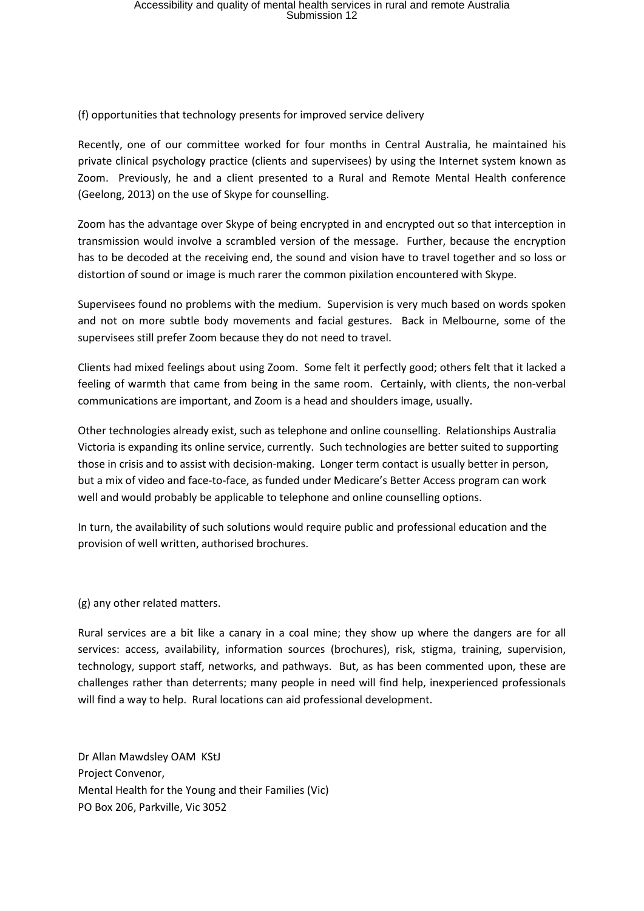(f) opportunities that technology presents for improved service delivery

Recently, one of our committee worked for four months in Central Australia, he maintained his private clinical psychology practice (clients and supervisees) by using the Internet system known as Zoom. Previously, he and a client presented to a Rural and Remote Mental Health conference (Geelong, 2013) on the use of Skype for counselling.

Zoom has the advantage over Skype of being encrypted in and encrypted out so that interception in transmission would involve a scrambled version of the message. Further, because the encryption has to be decoded at the receiving end, the sound and vision have to travel together and so loss or distortion of sound or image is much rarer the common pixilation encountered with Skype.

Supervisees found no problems with the medium. Supervision is very much based on words spoken and not on more subtle body movements and facial gestures. Back in Melbourne, some of the supervisees still prefer Zoom because they do not need to travel.

Clients had mixed feelings about using Zoom. Some felt it perfectly good; others felt that it lacked a feeling of warmth that came from being in the same room. Certainly, with clients, the non-verbal communications are important, and Zoom is a head and shoulders image, usually.

Other technologies already exist, such as telephone and online counselling. Relationships Australia Victoria is expanding its online service, currently. Such technologies are better suited to supporting those in crisis and to assist with decision-making. Longer term contact is usually better in person, but a mix of video and face-to-face, as funded under Medicare's Better Access program can work well and would probably be applicable to telephone and online counselling options.

In turn, the availability of such solutions would require public and professional education and the provision of well written, authorised brochures.

(g) any other related matters.

Rural services are a bit like a canary in a coal mine; they show up where the dangers are for all services: access, availability, information sources (brochures), risk, stigma, training, supervision, technology, support staff, networks, and pathways. But, as has been commented upon, these are challenges rather than deterrents; many people in need will find help, inexperienced professionals will find a way to help. Rural locations can aid professional development.

Dr Allan Mawdsley OAM KStJ
Project Convenor,
Mental Health for the Young and their Families (Vic)
PO Box 206, Parkville, Vic 3052